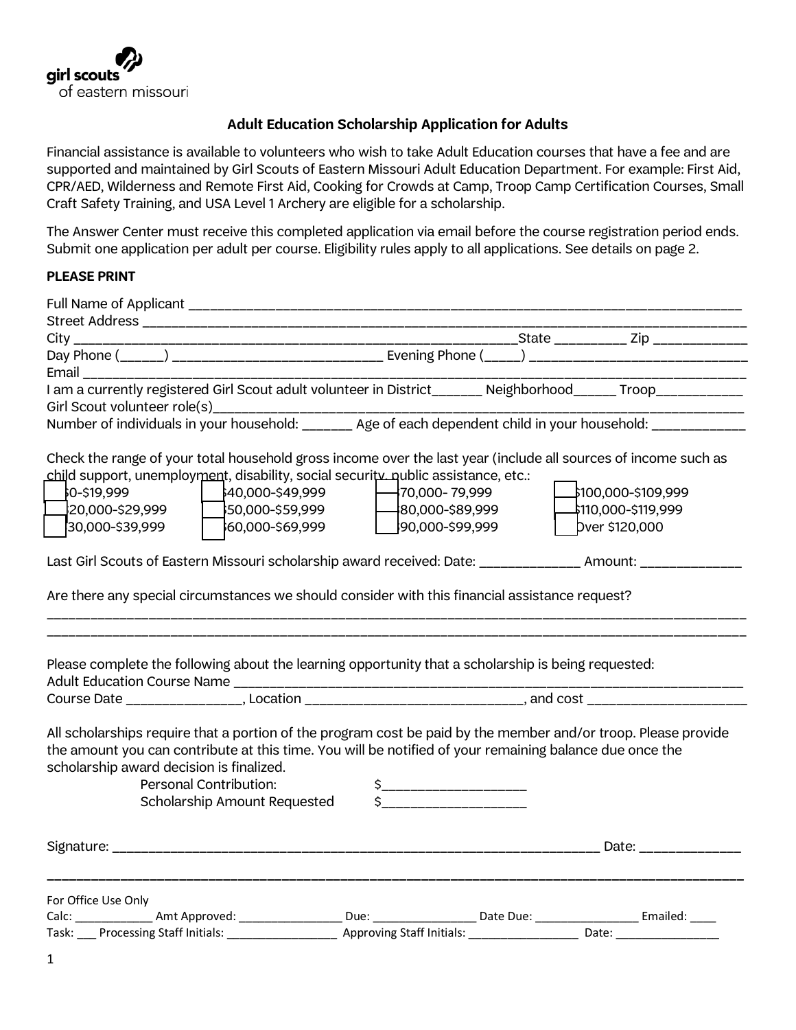girl scouts
of eastern missouri

## Adult Education Scholarship Application for Adults

Financial assistance is available to volunteers who wish to take Adult Education courses that have a fee and are supported and maintained by Girl Scouts of Eastern Missouri Adult Education Department. For example: First Aid, CPR/AED, Wilderness and Remote First Aid, Cooking for Crowds at Camp, Troop Camp Certification Courses, Small Craft Safety Training, and USA Level 1 Archery are eligible for a scholarship.

The Answer Center must receive this completed application via email before the course registration period ends. Submit one application per adult per course. Eligibility rules apply to all applications. See details on page 2.

**PLEASE PRINT**

Full Name of Applicant ______________________________________________________________________________

Street Address ______________________________________________________________________________

City ____________________________________________________________State __________ Zip _____________

Day Phone (______) ____________________________ Evening Phone (_____) ______________________________

Email ______________________________________________________________________________

I am a currently registered Girl Scout adult volunteer in District_______ Neighborhood______ Troop____________

Girl Scout volunteer role(s)______________________________________________________________________

Number of individuals in your household: _______ Age of each dependent child in your household: _____________

Check the range of your total household gross income over the last year (include all sources of income such as child support, unemployment, disability, social security, public assistance, etc.:

| | | | |
|---|---|---|---|
| ☐ $0-$19,999 | ☐ $40,000-$49,999 | ☐ $70,000- 79,999 | ☐ $100,000-$109,999 |
| ☐ $20,000-$29,999 | ☐ $50,000-$59,999 | ☐ $80,000-$89,999 | ☐ $110,000-$119,999 |
| ☐ $30,000-$39,999 | ☐ $60,000-$69,999 | ☐ $90,000-$99,999 | ☐ Over $120,000 |

Last Girl Scouts of Eastern Missouri scholarship award received: Date: ______________ Amount: ______________

Are there any special circumstances we should consider with this financial assistance request?

______________________________________________________________________________

______________________________________________________________________________

Please complete the following about the learning opportunity that a scholarship is being requested:

Adult Education Course Name ______________________________________________________________

Course Date ________________, Location ______________________________, and cost ______________________

All scholarships require that a portion of the program cost be paid by the member and/or troop. Please provide the amount you can contribute at this time. You will be notified of your remaining balance due once the scholarship award decision is finalized.

Personal Contribution: $____________________

Scholarship Amount Requested $____________________

Signature: _______________________________________________________________________ Date: ______________

---

For Office Use Only

Calc: ____________ Amt Approved: ________________ Due: ________________ Date Due: ________________ Emailed: ____

Task: ___ Processing Staff Initials: _________________ Approving Staff Initials: _________________ Date: ________________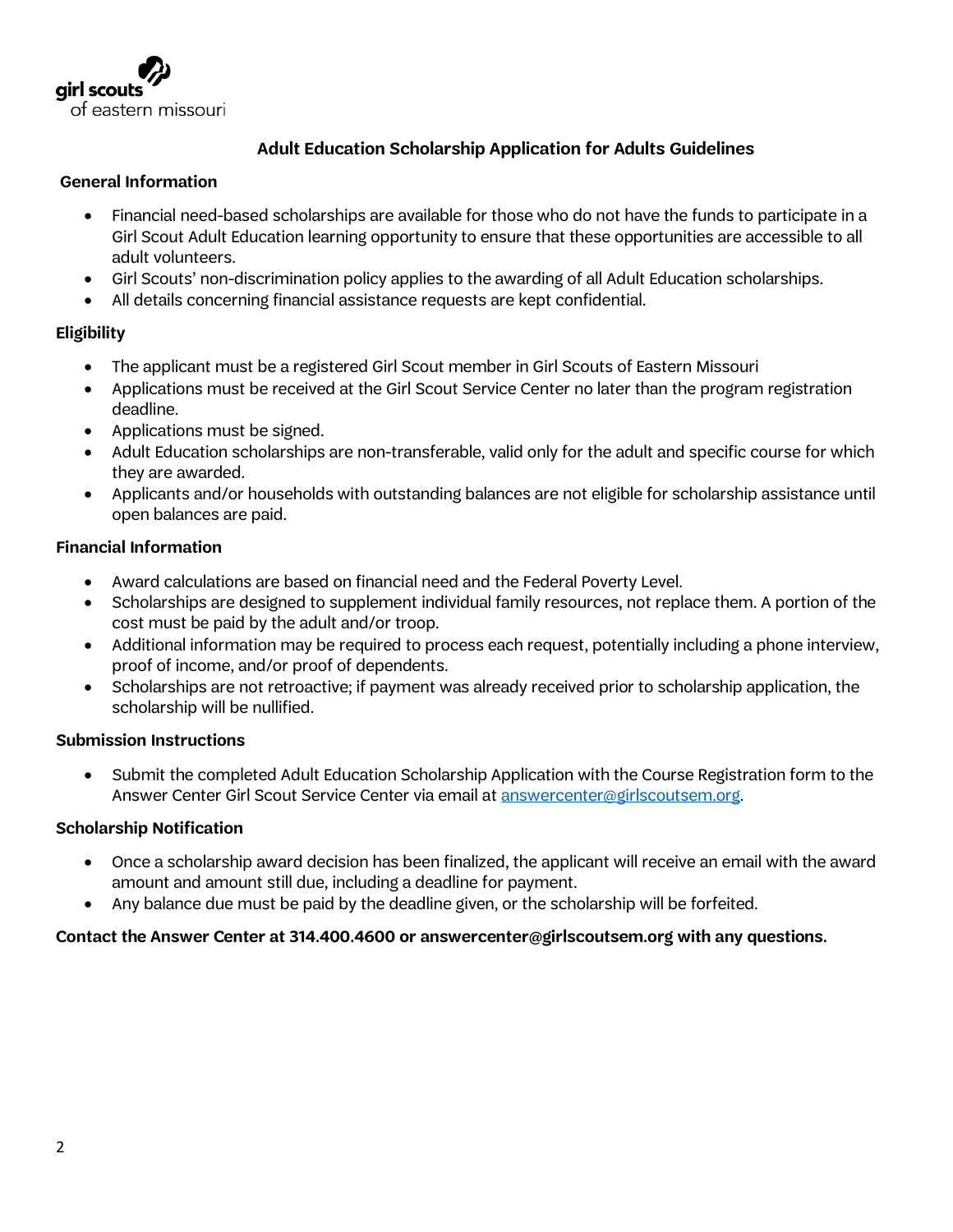girl scouts of eastern missouri

# Adult Education Scholarship Application for Adults Guidelines

## General Information

- Financial need-based scholarships are available for those who do not have the funds to participate in a Girl Scout Adult Education learning opportunity to ensure that these opportunities are accessible to all adult volunteers.
- Girl Scouts' non-discrimination policy applies to the awarding of all Adult Education scholarships.
- All details concerning financial assistance requests are kept confidential.

## Eligibility

- The applicant must be a registered Girl Scout member in Girl Scouts of Eastern Missouri
- Applications must be received at the Girl Scout Service Center no later than the program registration deadline.
- Applications must be signed.
- Adult Education scholarships are non-transferable, valid only for the adult and specific course for which they are awarded.
- Applicants and/or households with outstanding balances are not eligible for scholarship assistance until open balances are paid.

## Financial Information

- Award calculations are based on financial need and the Federal Poverty Level.
- Scholarships are designed to supplement individual family resources, not replace them. A portion of the cost must be paid by the adult and/or troop.
- Additional information may be required to process each request, potentially including a phone interview, proof of income, and/or proof of dependents.
- Scholarships are not retroactive; if payment was already received prior to scholarship application, the scholarship will be nullified.

## Submission Instructions

- Submit the completed Adult Education Scholarship Application with the Course Registration form to the Answer Center Girl Scout Service Center via email at answercenter@girlscoutsem.org.

## Scholarship Notification

- Once a scholarship award decision has been finalized, the applicant will receive an email with the award amount and amount still due, including a deadline for payment.
- Any balance due must be paid by the deadline given, or the scholarship will be forfeited.

**Contact the Answer Center at 314.400.4600 or answercenter@girlscoutsem.org with any questions.**